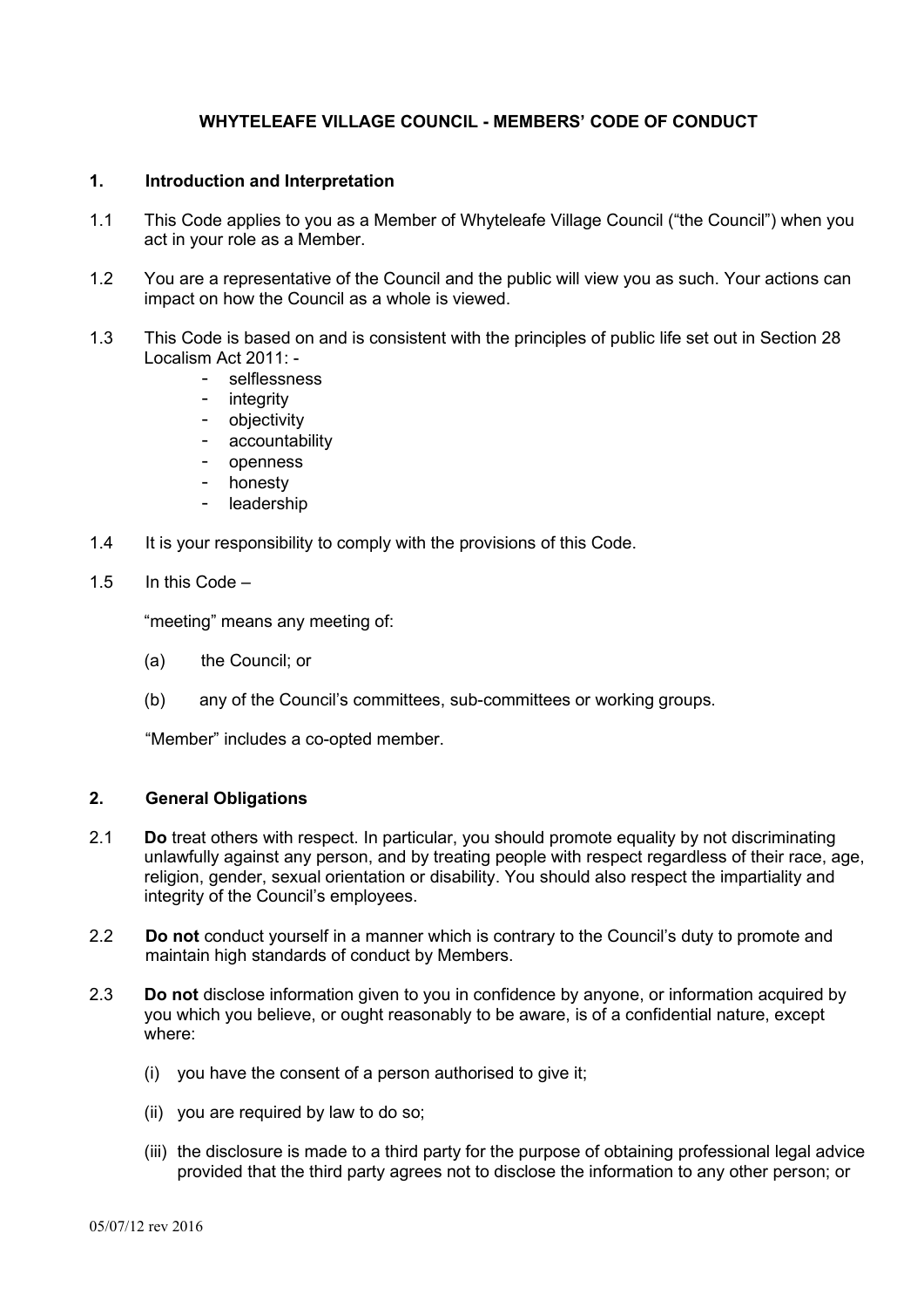# WHYTELEAFE VILLAGE COUNCIL - MEMBERS' CODE OF CONDUCT

## 1. Introduction and Interpretation

1.1 This Code applies to you as a Member of Whyteleafe Village Council ("the Council") when you act in your role as a Member.

1.2 You are a representative of the Council and the public will view you as such. Your actions can impact on how the Council as a whole is viewed.

1.3 This Code is based on and is consistent with the principles of public life set out in Section 28 Localism Act 2011: -

- selflessness
- integrity
- objectivity
- accountability
- openness
- honesty
- leadership

1.4 It is your responsibility to comply with the provisions of this Code.

1.5 In this Code –

"meeting" means any meeting of:

(a) the Council; or

(b) any of the Council's committees, sub-committees or working groups.

"Member" includes a co-opted member.

## 2. General Obligations

2.1 **Do** treat others with respect. In particular, you should promote equality by not discriminating unlawfully against any person, and by treating people with respect regardless of their race, age, religion, gender, sexual orientation or disability. You should also respect the impartiality and integrity of the Council's employees.

2.2 **Do not** conduct yourself in a manner which is contrary to the Council's duty to promote and maintain high standards of conduct by Members.

2.3 **Do not** disclose information given to you in confidence by anyone, or information acquired by you which you believe, or ought reasonably to be aware, is of a confidential nature, except where:

(i) you have the consent of a person authorised to give it;

(ii) you are required by law to do so;

(iii) the disclosure is made to a third party for the purpose of obtaining professional legal advice provided that the third party agrees not to disclose the information to any other person; or

05/07/12 rev 2016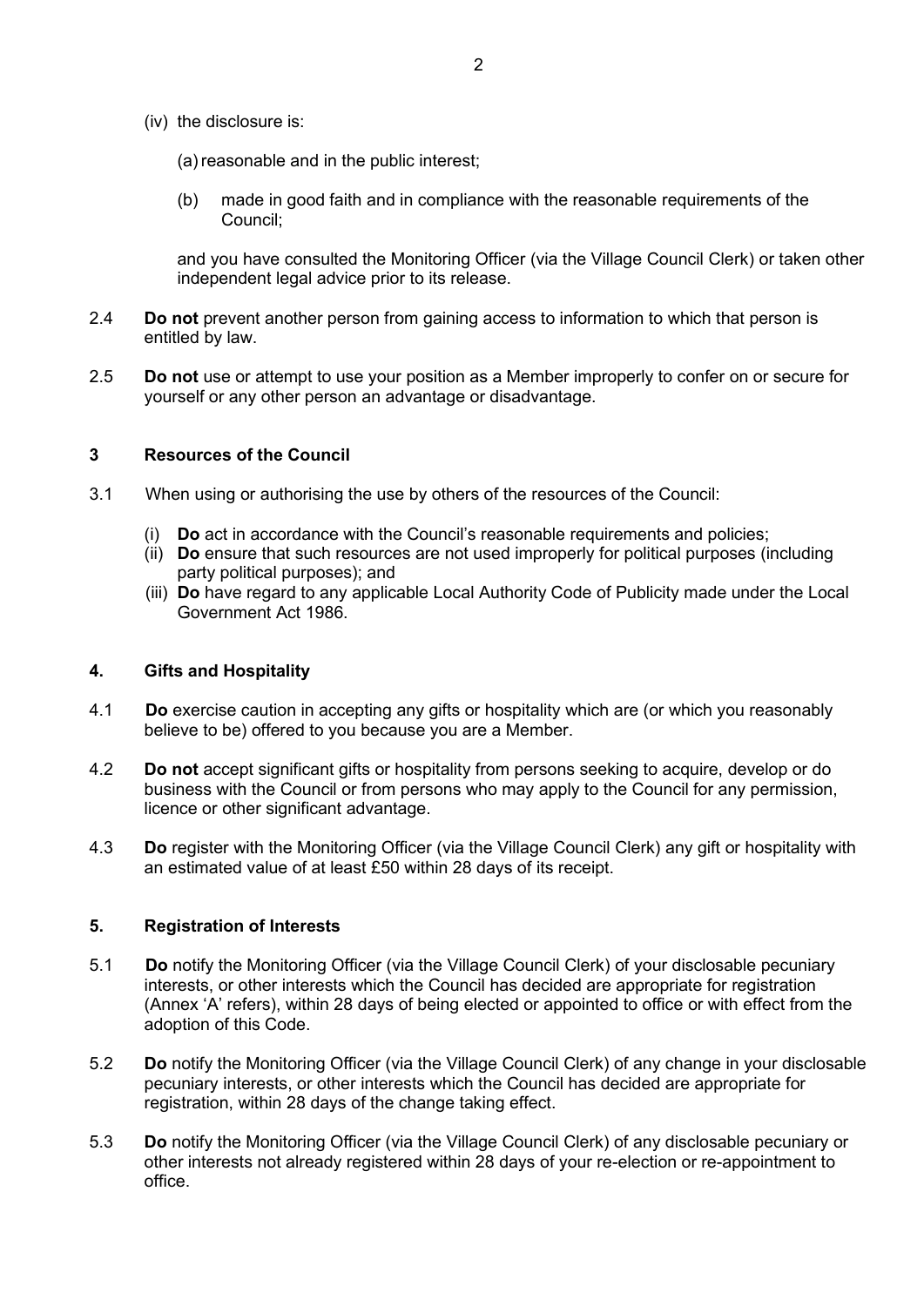(iv) the disclosure is:

(a) reasonable and in the public interest;

(b) made in good faith and in compliance with the reasonable requirements of the Council;

and you have consulted the Monitoring Officer (via the Village Council Clerk) or taken other independent legal advice prior to its release.

2.4 **Do not** prevent another person from gaining access to information to which that person is entitled by law.

2.5 **Do not** use or attempt to use your position as a Member improperly to confer on or secure for yourself or any other person an advantage or disadvantage.

## 3 Resources of the Council

3.1 When using or authorising the use by others of the resources of the Council:

(i) **Do** act in accordance with the Council's reasonable requirements and policies;
(ii) **Do** ensure that such resources are not used improperly for political purposes (including party political purposes); and
(iii) **Do** have regard to any applicable Local Authority Code of Publicity made under the Local Government Act 1986.

## 4. Gifts and Hospitality

4.1 **Do** exercise caution in accepting any gifts or hospitality which are (or which you reasonably believe to be) offered to you because you are a Member.

4.2 **Do not** accept significant gifts or hospitality from persons seeking to acquire, develop or do business with the Council or from persons who may apply to the Council for any permission, licence or other significant advantage.

4.3 **Do** register with the Monitoring Officer (via the Village Council Clerk) any gift or hospitality with an estimated value of at least £50 within 28 days of its receipt.

## 5. Registration of Interests

5.1 **Do** notify the Monitoring Officer (via the Village Council Clerk) of your disclosable pecuniary interests, or other interests which the Council has decided are appropriate for registration (Annex 'A' refers), within 28 days of being elected or appointed to office or with effect from the adoption of this Code.

5.2 **Do** notify the Monitoring Officer (via the Village Council Clerk) of any change in your disclosable pecuniary interests, or other interests which the Council has decided are appropriate for registration, within 28 days of the change taking effect.

5.3 **Do** notify the Monitoring Officer (via the Village Council Clerk) of any disclosable pecuniary or other interests not already registered within 28 days of your re-election or re-appointment to office.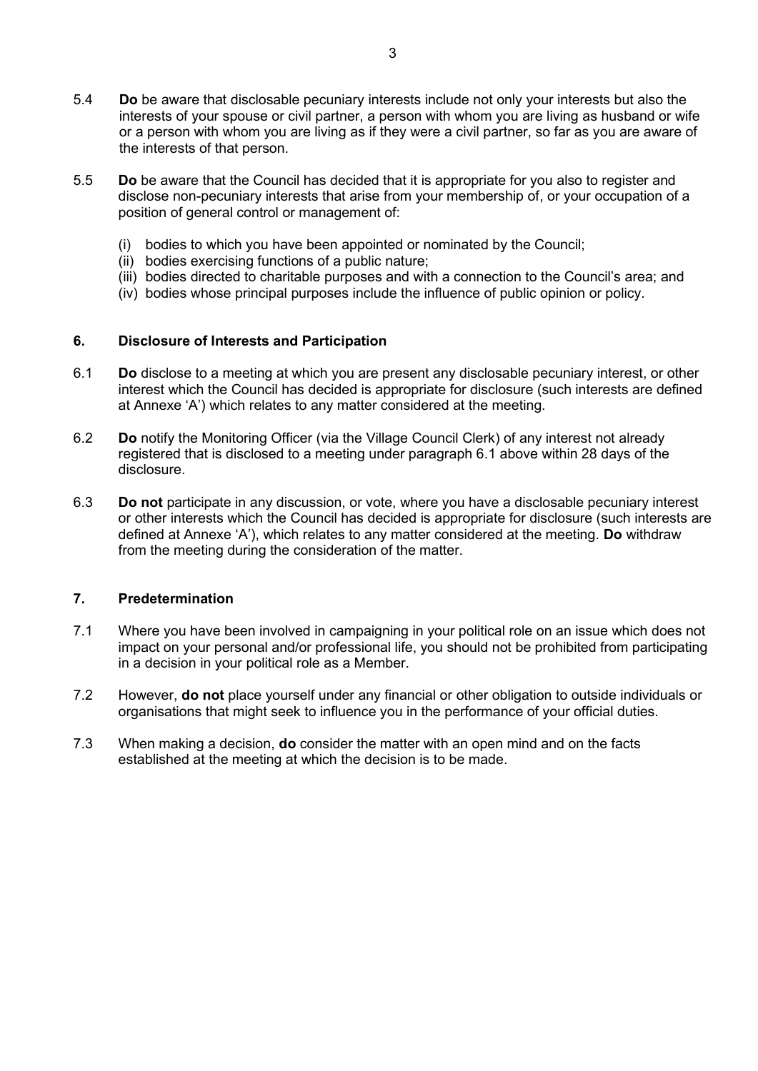5.4 **Do** be aware that disclosable pecuniary interests include not only your interests but also the interests of your spouse or civil partner, a person with whom you are living as husband or wife or a person with whom you are living as if they were a civil partner, so far as you are aware of the interests of that person.

5.5 **Do** be aware that the Council has decided that it is appropriate for you also to register and disclose non-pecuniary interests that arise from your membership of, or your occupation of a position of general control or management of:

(i) bodies to which you have been appointed or nominated by the Council;
(ii) bodies exercising functions of a public nature;
(iii) bodies directed to charitable purposes and with a connection to the Council's area; and
(iv) bodies whose principal purposes include the influence of public opinion or policy.

## 6. Disclosure of Interests and Participation

6.1 **Do** disclose to a meeting at which you are present any disclosable pecuniary interest, or other interest which the Council has decided is appropriate for disclosure (such interests are defined at Annexe 'A') which relates to any matter considered at the meeting.

6.2 **Do** notify the Monitoring Officer (via the Village Council Clerk) of any interest not already registered that is disclosed to a meeting under paragraph 6.1 above within 28 days of the disclosure.

6.3 **Do not** participate in any discussion, or vote, where you have a disclosable pecuniary interest or other interests which the Council has decided is appropriate for disclosure (such interests are defined at Annexe 'A'), which relates to any matter considered at the meeting. **Do** withdraw from the meeting during the consideration of the matter.

## 7. Predetermination

7.1 Where you have been involved in campaigning in your political role on an issue which does not impact on your personal and/or professional life, you should not be prohibited from participating in a decision in your political role as a Member.

7.2 However, **do not** place yourself under any financial or other obligation to outside individuals or organisations that might seek to influence you in the performance of your official duties.

7.3 When making a decision, **do** consider the matter with an open mind and on the facts established at the meeting at which the decision is to be made.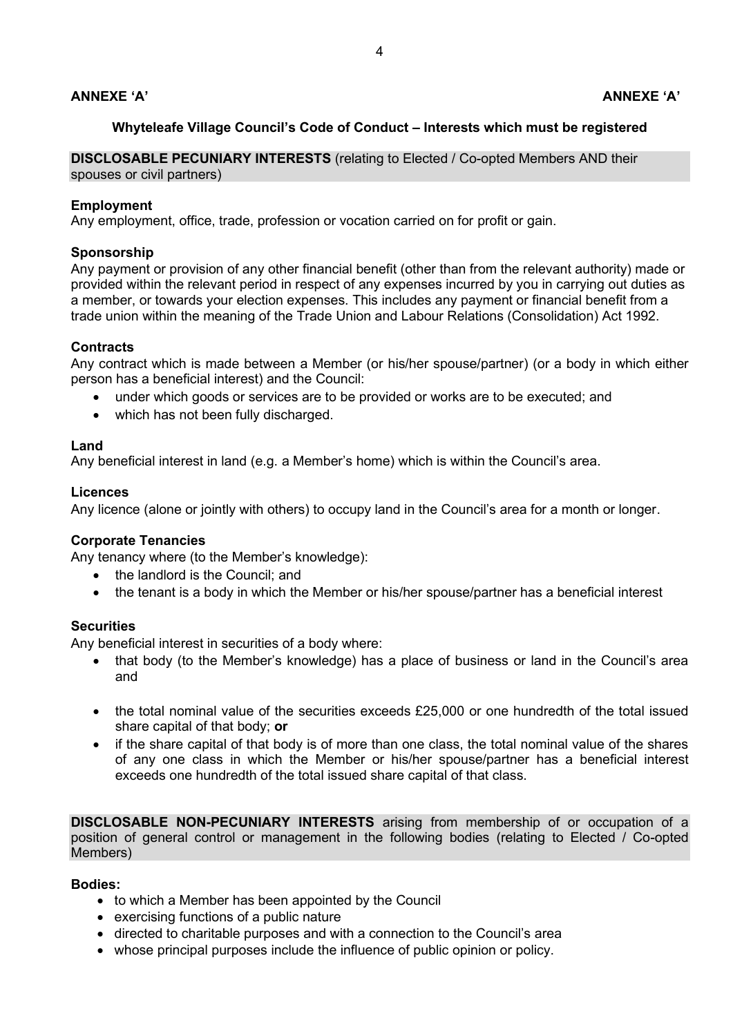ANNEXE 'A' ANNEXE 'A'

## Whyteleafe Village Council's Code of Conduct – Interests which must be registered

**DISCLOSABLE PECUNIARY INTERESTS** (relating to Elected / Co-opted Members AND their spouses or civil partners)

**Employment**
Any employment, office, trade, profession or vocation carried on for profit or gain.

**Sponsorship**
Any payment or provision of any other financial benefit (other than from the relevant authority) made or provided within the relevant period in respect of any expenses incurred by you in carrying out duties as a member, or towards your election expenses. This includes any payment or financial benefit from a trade union within the meaning of the Trade Union and Labour Relations (Consolidation) Act 1992.

**Contracts**
Any contract which is made between a Member (or his/her spouse/partner) (or a body in which either person has a beneficial interest) and the Council:

- under which goods or services are to be provided or works are to be executed; and
- which has not been fully discharged.

**Land**
Any beneficial interest in land (e.g. a Member's home) which is within the Council's area.

**Licences**
Any licence (alone or jointly with others) to occupy land in the Council's area for a month or longer.

**Corporate Tenancies**
Any tenancy where (to the Member's knowledge):

- the landlord is the Council; and
- the tenant is a body in which the Member or his/her spouse/partner has a beneficial interest

**Securities**
Any beneficial interest in securities of a body where:

- that body (to the Member's knowledge) has a place of business or land in the Council's area and
- the total nominal value of the securities exceeds £25,000 or one hundredth of the total issued share capital of that body; **or**
- if the share capital of that body is of more than one class, the total nominal value of the shares of any one class in which the Member or his/her spouse/partner has a beneficial interest exceeds one hundredth of the total issued share capital of that class.

**DISCLOSABLE NON-PECUNIARY INTERESTS** arising from membership of or occupation of a position of general control or management in the following bodies (relating to Elected / Co-opted Members)

**Bodies:**

- to which a Member has been appointed by the Council
- exercising functions of a public nature
- directed to charitable purposes and with a connection to the Council's area
- whose principal purposes include the influence of public opinion or policy.